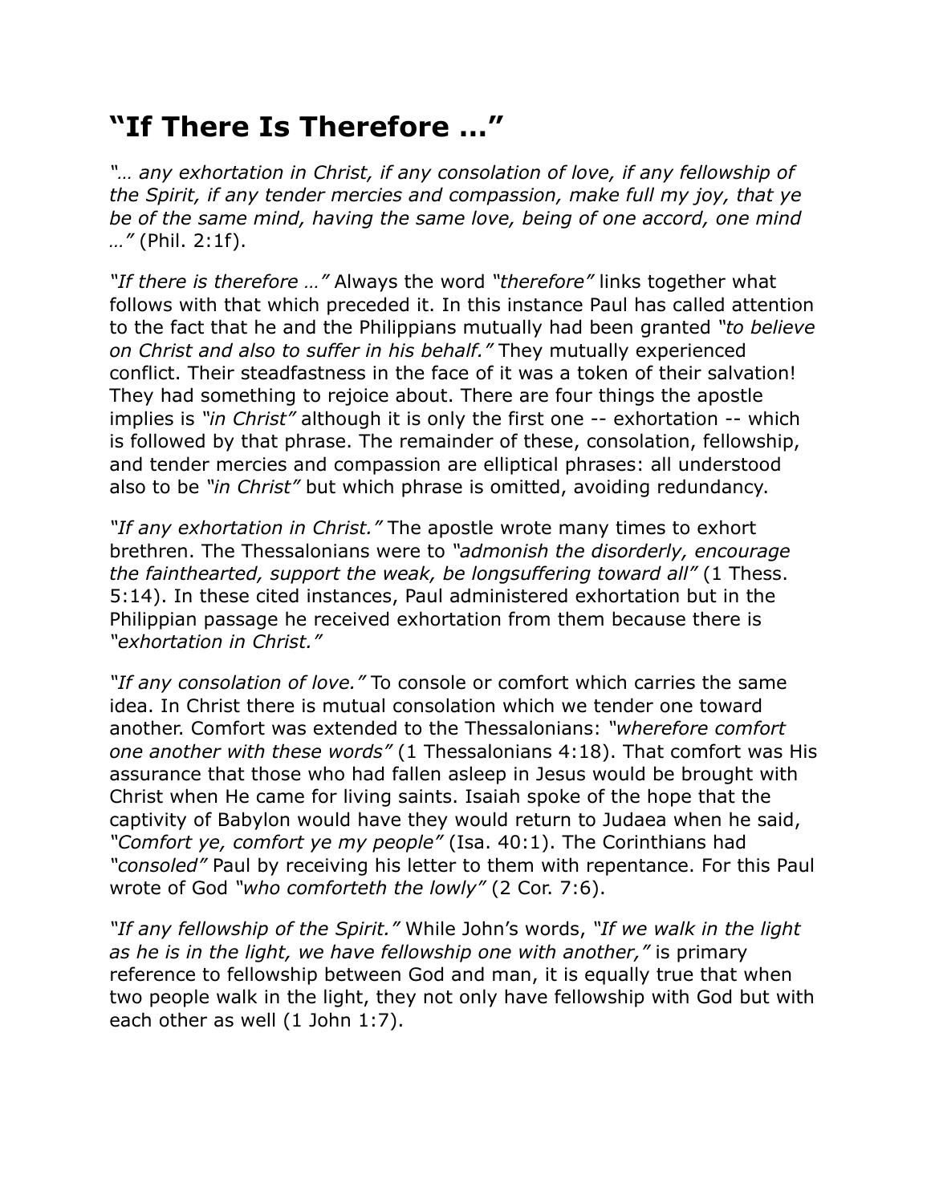# “If There Is Therefore …”

*“… any exhortation in Christ, if any consolation of love, if any fellowship of the Spirit, if any tender mercies and compassion, make full my joy, that ye be of the same mind, having the same love, being of one accord, one mind …”* (Phil. 2:1f).

*“If there is therefore …”* Always the word *“therefore”* links together what follows with that which preceded it. In this instance Paul has called attention to the fact that he and the Philippians mutually had been granted *“to believe on Christ and also to suffer in his behalf.”* They mutually experienced conflict. Their steadfastness in the face of it was a token of their salvation! They had something to rejoice about. There are four things the apostle implies is *“in Christ”* although it is only the first one -- exhortation -- which is followed by that phrase. The remainder of these, consolation, fellowship, and tender mercies and compassion are elliptical phrases: all understood also to be *“in Christ”* but which phrase is omitted, avoiding redundancy.

*“If any exhortation in Christ.”* The apostle wrote many times to exhort brethren. The Thessalonians were to *“admonish the disorderly, encourage the fainthearted, support the weak, be longsuffering toward all”* (1 Thess. 5:14). In these cited instances, Paul administered exhortation but in the Philippian passage he received exhortation from them because there is *“exhortation in Christ.”*

*“If any consolation of love.”* To console or comfort which carries the same idea. In Christ there is mutual consolation which we tender one toward another. Comfort was extended to the Thessalonians: *“wherefore comfort one another with these words”* (1 Thessalonians 4:18). That comfort was His assurance that those who had fallen asleep in Jesus would be brought with Christ when He came for living saints. Isaiah spoke of the hope that the captivity of Babylon would have they would return to Judaea when he said, *“Comfort ye, comfort ye my people”* (Isa. 40:1). The Corinthians had *“consoled”* Paul by receiving his letter to them with repentance. For this Paul wrote of God *“who comforteth the lowly”* (2 Cor. 7:6).

*“If any fellowship of the Spirit.”* While John’s words, *“If we walk in the light as he is in the light, we have fellowship one with another,”* is primary reference to fellowship between God and man, it is equally true that when two people walk in the light, they not only have fellowship with God but with each other as well (1 John 1:7).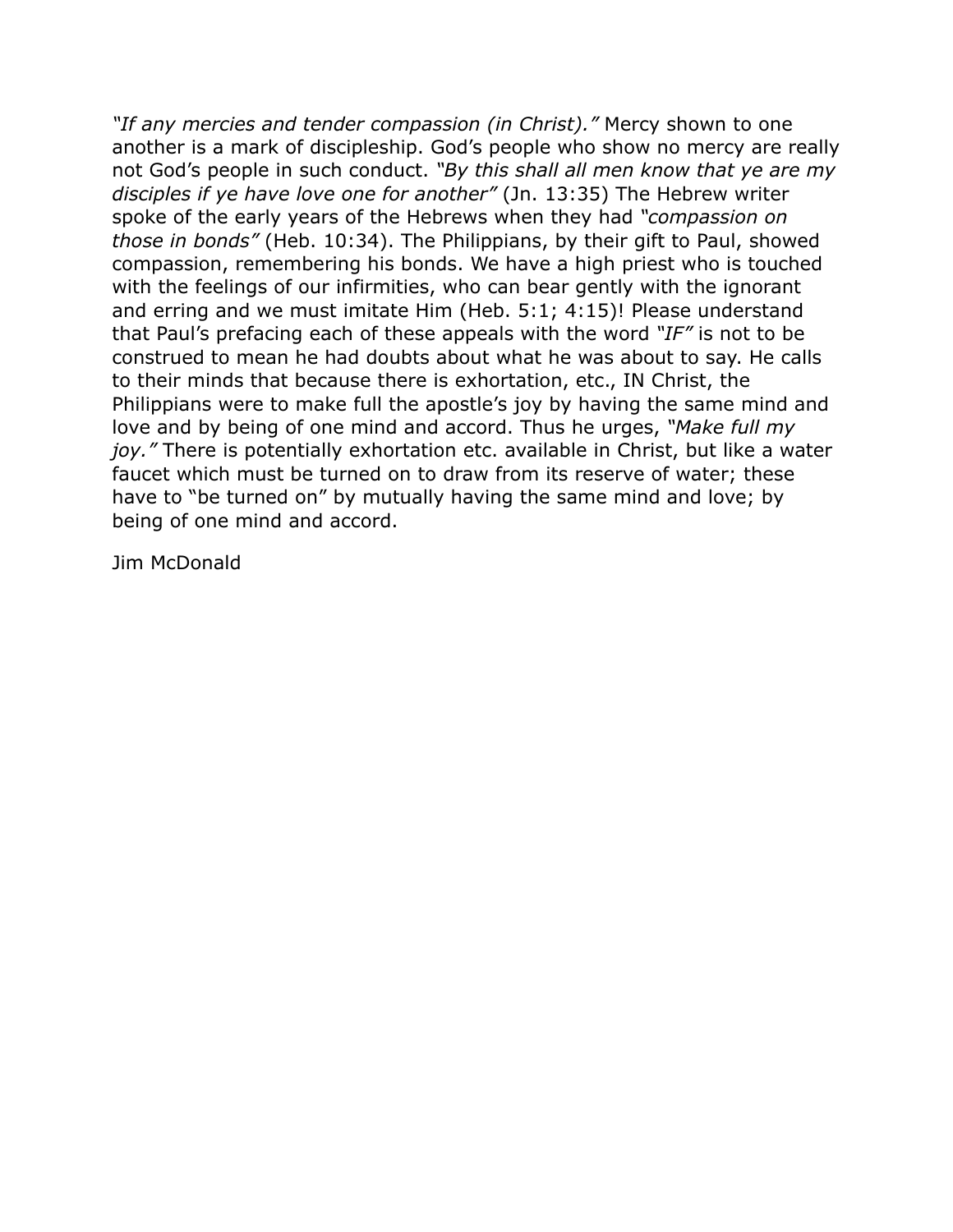*"If any mercies and tender compassion (in Christ)."* Mercy shown to one another is a mark of discipleship. God's people who show no mercy are really not God's people in such conduct. *"By this shall all men know that ye are my disciples if ye have love one for another"* (Jn. 13:35) The Hebrew writer spoke of the early years of the Hebrews when they had *"compassion on those in bonds"* (Heb. 10:34). The Philippians, by their gift to Paul, showed compassion, remembering his bonds. We have a high priest who is touched with the feelings of our infirmities, who can bear gently with the ignorant and erring and we must imitate Him (Heb. 5:1; 4:15)! Please understand that Paul's prefacing each of these appeals with the word *"IF"* is not to be construed to mean he had doubts about what he was about to say. He calls to their minds that because there is exhortation, etc., IN Christ, the Philippians were to make full the apostle's joy by having the same mind and love and by being of one mind and accord. Thus he urges, *"Make full my joy."* There is potentially exhortation etc. available in Christ, but like a water faucet which must be turned on to draw from its reserve of water; these have to "be turned on" by mutually having the same mind and love; by being of one mind and accord.

Jim McDonald